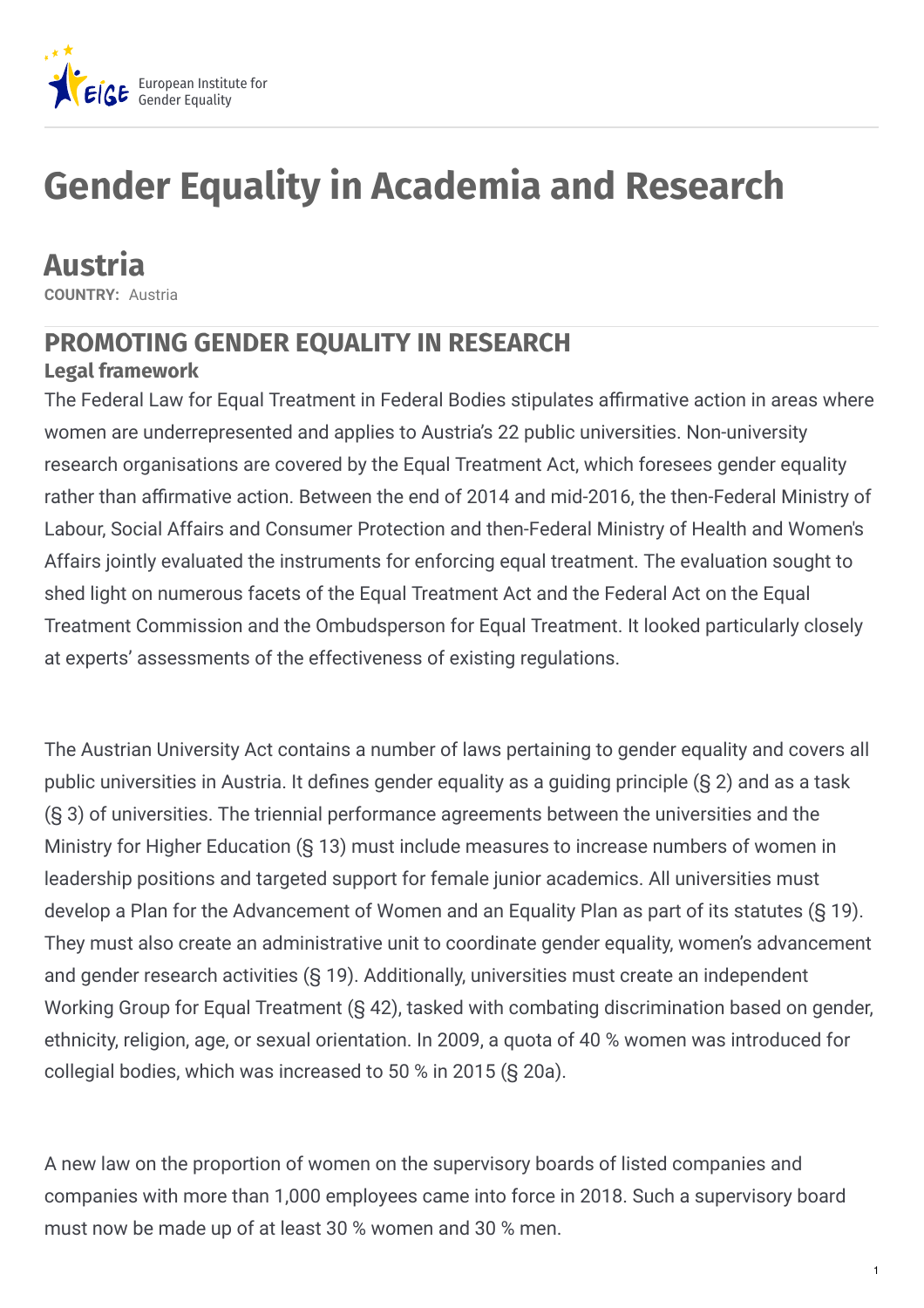European Institute for Gender Equality

# Gender Equality in Academia and Research

## Austria

**COUNTRY:** Austria

## PROMOTING GENDER EQUALITY IN RESEARCH

### Legal framework

The Federal Law for Equal Treatment in Federal Bodies stipulates affirmative action in areas where women are underrepresented and applies to Austria's 22 public universities. Non-university research organisations are covered by the Equal Treatment Act, which foresees gender equality rather than affirmative action. Between the end of 2014 and mid-2016, the then-Federal Ministry of Labour, Social Affairs and Consumer Protection and then-Federal Ministry of Health and Women's Affairs jointly evaluated the instruments for enforcing equal treatment. The evaluation sought to shed light on numerous facets of the Equal Treatment Act and the Federal Act on the Equal Treatment Commission and the Ombudsperson for Equal Treatment. It looked particularly closely at experts' assessments of the effectiveness of existing regulations.

The Austrian University Act contains a number of laws pertaining to gender equality and covers all public universities in Austria. It defines gender equality as a guiding principle (§ 2) and as a task (§ 3) of universities. The triennial performance agreements between the universities and the Ministry for Higher Education (§ 13) must include measures to increase numbers of women in leadership positions and targeted support for female junior academics. All universities must develop a Plan for the Advancement of Women and an Equality Plan as part of its statutes (§ 19). They must also create an administrative unit to coordinate gender equality, women's advancement and gender research activities (§ 19). Additionally, universities must create an independent Working Group for Equal Treatment (§ 42), tasked with combating discrimination based on gender, ethnicity, religion, age, or sexual orientation. In 2009, a quota of 40 % women was introduced for collegial bodies, which was increased to 50 % in 2015 (§ 20a).

A new law on the proportion of women on the supervisory boards of listed companies and companies with more than 1,000 employees came into force in 2018. Such a supervisory board must now be made up of at least 30 % women and 30 % men.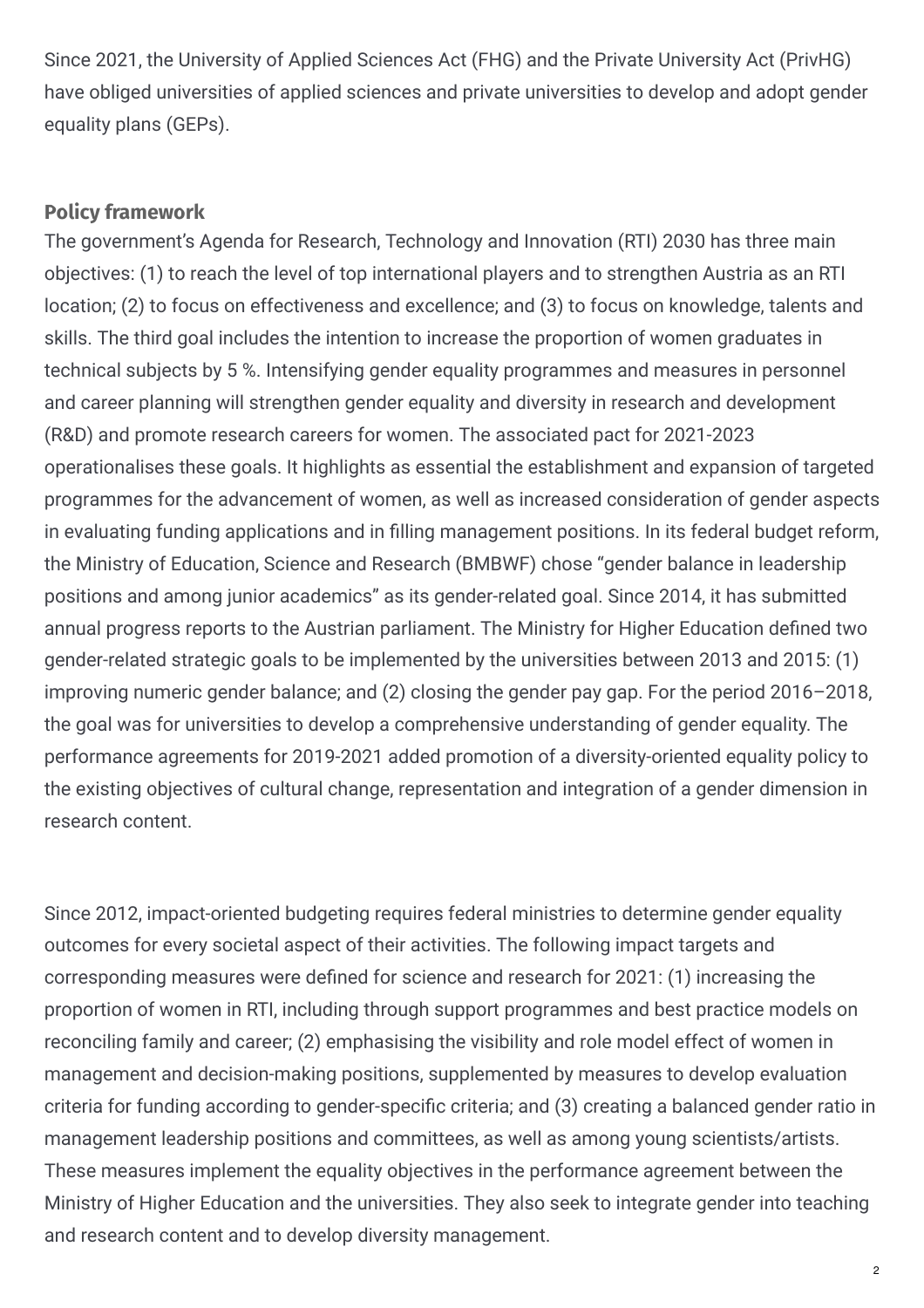Since 2021, the University of Applied Sciences Act (FHG) and the Private University Act (PrivHG) have obliged universities of applied sciences and private universities to develop and adopt gender equality plans (GEPs).

## Policy framework

The government's Agenda for Research, Technology and Innovation (RTI) 2030 has three main objectives: (1) to reach the level of top international players and to strengthen Austria as an RTI location; (2) to focus on effectiveness and excellence; and (3) to focus on knowledge, talents and skills. The third goal includes the intention to increase the proportion of women graduates in technical subjects by 5 %. Intensifying gender equality programmes and measures in personnel and career planning will strengthen gender equality and diversity in research and development (R&D) and promote research careers for women. The associated pact for 2021-2023 operationalises these goals. It highlights as essential the establishment and expansion of targeted programmes for the advancement of women, as well as increased consideration of gender aspects in evaluating funding applications and in filling management positions. In its federal budget reform, the Ministry of Education, Science and Research (BMBWF) chose "gender balance in leadership positions and among junior academics" as its gender-related goal. Since 2014, it has submitted annual progress reports to the Austrian parliament. The Ministry for Higher Education defined two gender-related strategic goals to be implemented by the universities between 2013 and 2015: (1) improving numeric gender balance; and (2) closing the gender pay gap. For the period 2016–2018, the goal was for universities to develop a comprehensive understanding of gender equality. The performance agreements for 2019-2021 added promotion of a diversity-oriented equality policy to the existing objectives of cultural change, representation and integration of a gender dimension in research content.

Since 2012, impact-oriented budgeting requires federal ministries to determine gender equality outcomes for every societal aspect of their activities. The following impact targets and corresponding measures were defined for science and research for 2021: (1) increasing the proportion of women in RTI, including through support programmes and best practice models on reconciling family and career; (2) emphasising the visibility and role model effect of women in management and decision-making positions, supplemented by measures to develop evaluation criteria for funding according to gender-specific criteria; and (3) creating a balanced gender ratio in management leadership positions and committees, as well as among young scientists/artists. These measures implement the equality objectives in the performance agreement between the Ministry of Higher Education and the universities. They also seek to integrate gender into teaching and research content and to develop diversity management.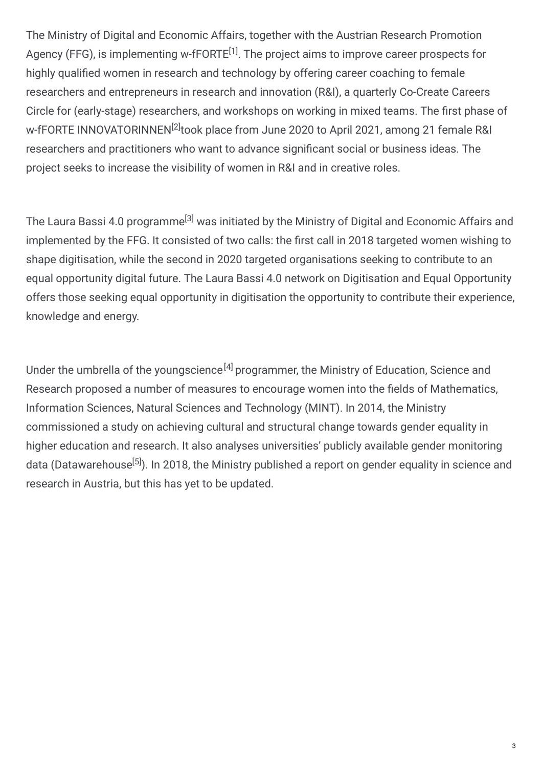The Ministry of Digital and Economic Affairs, together with the Austrian Research Promotion Agency (FFG), is implementing w-fFORTE[1]. The project aims to improve career prospects for highly qualified women in research and technology by offering career coaching to female researchers and entrepreneurs in research and innovation (R&I), a quarterly Co-Create Careers Circle for (early-stage) researchers, and workshops on working in mixed teams. The first phase of w-fFORTE INNOVATORINNEN[2]took place from June 2020 to April 2021, among 21 female R&I researchers and practitioners who want to advance significant social or business ideas. The project seeks to increase the visibility of women in R&I and in creative roles.

The Laura Bassi 4.0 programme[3] was initiated by the Ministry of Digital and Economic Affairs and implemented by the FFG. It consisted of two calls: the first call in 2018 targeted women wishing to shape digitisation, while the second in 2020 targeted organisations seeking to contribute to an equal opportunity digital future. The Laura Bassi 4.0 network on Digitisation and Equal Opportunity offers those seeking equal opportunity in digitisation the opportunity to contribute their experience, knowledge and energy.

Under the umbrella of the youngscience[4] programmer, the Ministry of Education, Science and Research proposed a number of measures to encourage women into the fields of Mathematics, Information Sciences, Natural Sciences and Technology (MINT). In 2014, the Ministry commissioned a study on achieving cultural and structural change towards gender equality in higher education and research. It also analyses universities' publicly available gender monitoring data (Datawarehouse[5]). In 2018, the Ministry published a report on gender equality in science and research in Austria, but this has yet to be updated.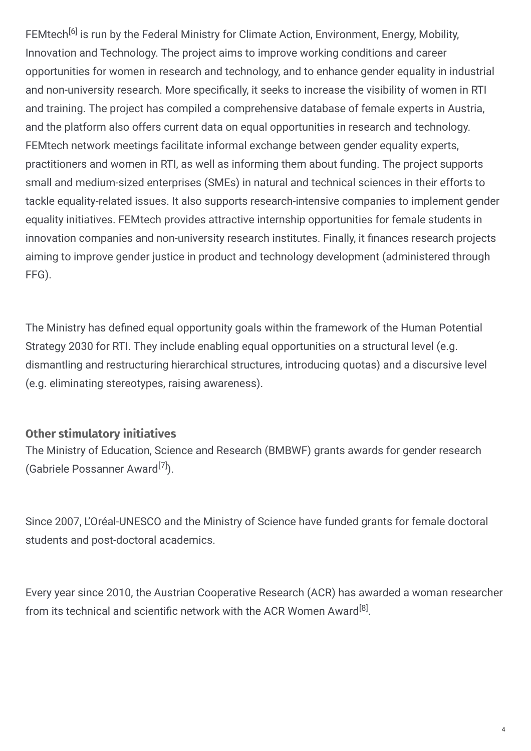FEMtech[6] is run by the Federal Ministry for Climate Action, Environment, Energy, Mobility, Innovation and Technology. The project aims to improve working conditions and career opportunities for women in research and technology, and to enhance gender equality in industrial and non-university research. More specifically, it seeks to increase the visibility of women in RTI and training. The project has compiled a comprehensive database of female experts in Austria, and the platform also offers current data on equal opportunities in research and technology. FEMtech network meetings facilitate informal exchange between gender equality experts, practitioners and women in RTI, as well as informing them about funding. The project supports small and medium-sized enterprises (SMEs) in natural and technical sciences in their efforts to tackle equality-related issues. It also supports research-intensive companies to implement gender equality initiatives. FEMtech provides attractive internship opportunities for female students in innovation companies and non-university research institutes. Finally, it finances research projects aiming to improve gender justice in product and technology development (administered through FFG).

The Ministry has defined equal opportunity goals within the framework of the Human Potential Strategy 2030 for RTI. They include enabling equal opportunities on a structural level (e.g. dismantling and restructuring hierarchical structures, introducing quotas) and a discursive level (e.g. eliminating stereotypes, raising awareness).

### Other stimulatory initiatives

The Ministry of Education, Science and Research (BMBWF) grants awards for gender research (Gabriele Possanner Award[7]).

Since 2007, L'Oréal-UNESCO and the Ministry of Science have funded grants for female doctoral students and post-doctoral academics.

Every year since 2010, the Austrian Cooperative Research (ACR) has awarded a woman researcher from its technical and scientific network with the ACR Women Award[8].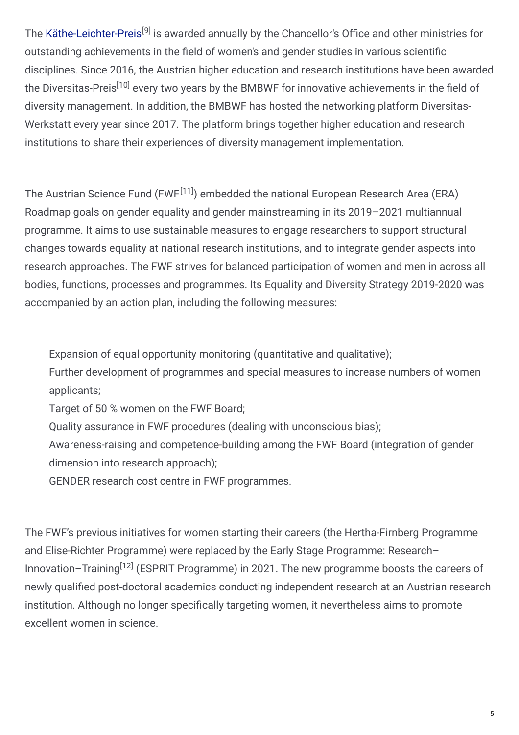The Käthe-Leichter-Preis[9] is awarded annually by the Chancellor's Office and other ministries for outstanding achievements in the field of women's and gender studies in various scientific disciplines. Since 2016, the Austrian higher education and research institutions have been awarded the Diversitas-Preis[10] every two years by the BMBWF for innovative achievements in the field of diversity management. In addition, the BMBWF has hosted the networking platform Diversitas-Werkstatt every year since 2017. The platform brings together higher education and research institutions to share their experiences of diversity management implementation.

The Austrian Science Fund (FWF[11]) embedded the national European Research Area (ERA) Roadmap goals on gender equality and gender mainstreaming in its 2019–2021 multiannual programme. It aims to use sustainable measures to engage researchers to support structural changes towards equality at national research institutions, and to integrate gender aspects into research approaches. The FWF strives for balanced participation of women and men in across all bodies, functions, processes and programmes. Its Equality and Diversity Strategy 2019-2020 was accompanied by an action plan, including the following measures:

- Expansion of equal opportunity monitoring (quantitative and qualitative);
- Further development of programmes and special measures to increase numbers of women applicants;
- Target of 50 % women on the FWF Board;
- Quality assurance in FWF procedures (dealing with unconscious bias);
- Awareness-raising and competence-building among the FWF Board (integration of gender dimension into research approach);
- GENDER research cost centre in FWF programmes.

The FWF's previous initiatives for women starting their careers (the Hertha-Firnberg Programme and Elise-Richter Programme) were replaced by the Early Stage Programme: Research–Innovation–Training[12] (ESPRIT Programme) in 2021. The new programme boosts the careers of newly qualified post-doctoral academics conducting independent research at an Austrian research institution. Although no longer specifically targeting women, it nevertheless aims to promote excellent women in science.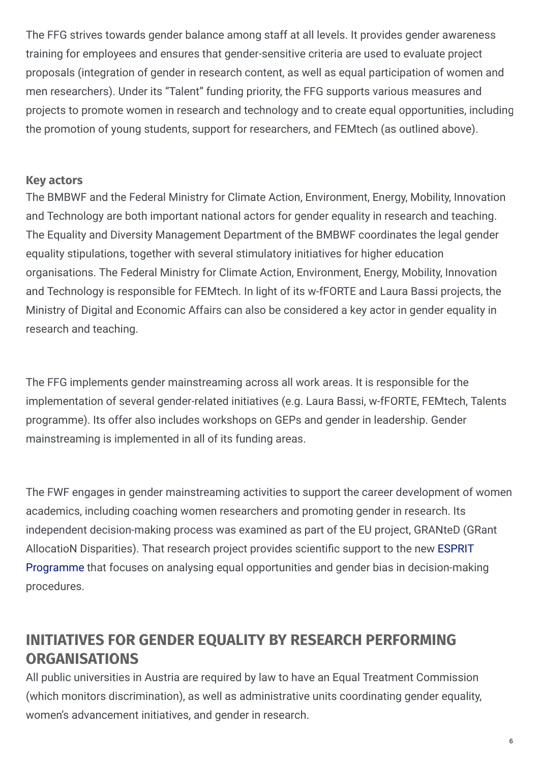The FFG strives towards gender balance among staff at all levels. It provides gender awareness training for employees and ensures that gender-sensitive criteria are used to evaluate project proposals (integration of gender in research content, as well as equal participation of women and men researchers). Under its "Talent" funding priority, the FFG supports various measures and projects to promote women in research and technology and to create equal opportunities, including the promotion of young students, support for researchers, and FEMtech (as outlined above).

**Key actors**

The BMBWF and the Federal Ministry for Climate Action, Environment, Energy, Mobility, Innovation and Technology are both important national actors for gender equality in research and teaching. The Equality and Diversity Management Department of the BMBWF coordinates the legal gender equality stipulations, together with several stimulatory initiatives for higher education organisations. The Federal Ministry for Climate Action, Environment, Energy, Mobility, Innovation and Technology is responsible for FEMtech. In light of its w-fFORTE and Laura Bassi projects, the Ministry of Digital and Economic Affairs can also be considered a key actor in gender equality in research and teaching.

The FFG implements gender mainstreaming across all work areas. It is responsible for the implementation of several gender-related initiatives (e.g. Laura Bassi, w-fFORTE, FEMtech, Talents programme). Its offer also includes workshops on GEPs and gender in leadership. Gender mainstreaming is implemented in all of its funding areas.

The FWF engages in gender mainstreaming activities to support the career development of women academics, including coaching women researchers and promoting gender in research. Its independent decision-making process was examined as part of the EU project, GRANteD (GRant AllocatioN Disparities). That research project provides scientific support to the new ESPRIT Programme that focuses on analysing equal opportunities and gender bias in decision-making procedures.

## INITIATIVES FOR GENDER EQUALITY BY RESEARCH PERFORMING ORGANISATIONS

All public universities in Austria are required by law to have an Equal Treatment Commission (which monitors discrimination), as well as administrative units coordinating gender equality, women's advancement initiatives, and gender in research.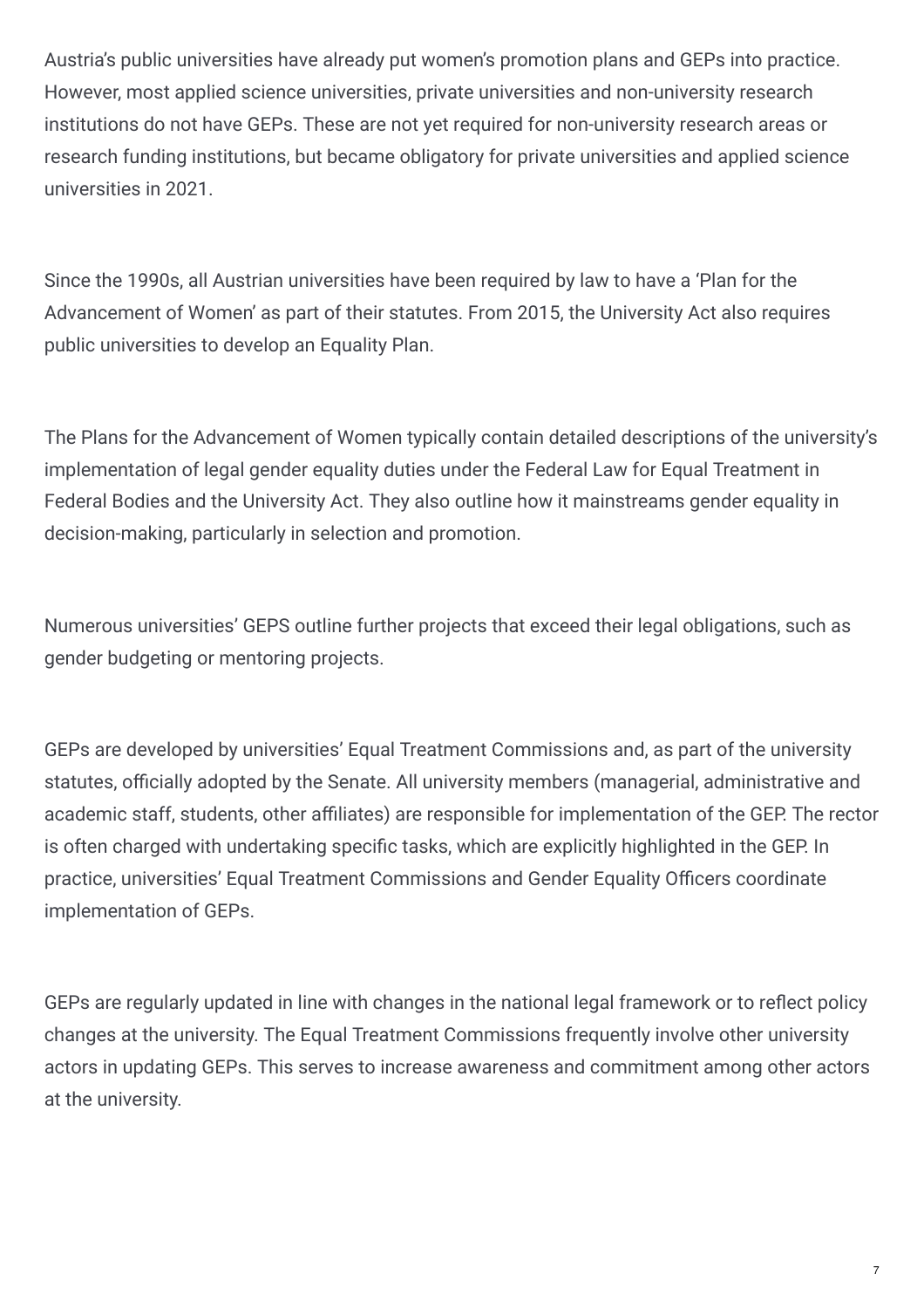Austria's public universities have already put women's promotion plans and GEPs into practice. However, most applied science universities, private universities and non-university research institutions do not have GEPs. These are not yet required for non-university research areas or research funding institutions, but became obligatory for private universities and applied science universities in 2021.

Since the 1990s, all Austrian universities have been required by law to have a 'Plan for the Advancement of Women' as part of their statutes. From 2015, the University Act also requires public universities to develop an Equality Plan.

The Plans for the Advancement of Women typically contain detailed descriptions of the university's implementation of legal gender equality duties under the Federal Law for Equal Treatment in Federal Bodies and the University Act. They also outline how it mainstreams gender equality in decision-making, particularly in selection and promotion.

Numerous universities' GEPS outline further projects that exceed their legal obligations, such as gender budgeting or mentoring projects.

GEPs are developed by universities' Equal Treatment Commissions and, as part of the university statutes, officially adopted by the Senate. All university members (managerial, administrative and academic staff, students, other affiliates) are responsible for implementation of the GEP. The rector is often charged with undertaking specific tasks, which are explicitly highlighted in the GEP. In practice, universities' Equal Treatment Commissions and Gender Equality Officers coordinate implementation of GEPs.

GEPs are regularly updated in line with changes in the national legal framework or to reflect policy changes at the university. The Equal Treatment Commissions frequently involve other university actors in updating GEPs. This serves to increase awareness and commitment among other actors at the university.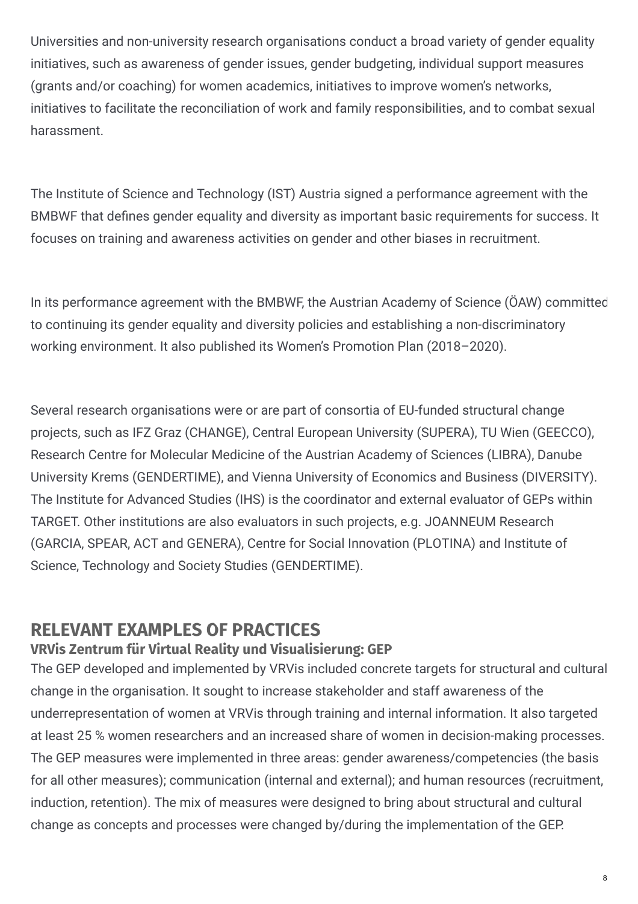Universities and non-university research organisations conduct a broad variety of gender equality initiatives, such as awareness of gender issues, gender budgeting, individual support measures (grants and/or coaching) for women academics, initiatives to improve women's networks, initiatives to facilitate the reconciliation of work and family responsibilities, and to combat sexual harassment.

The Institute of Science and Technology (IST) Austria signed a performance agreement with the BMBWF that defines gender equality and diversity as important basic requirements for success. It focuses on training and awareness activities on gender and other biases in recruitment.

In its performance agreement with the BMBWF, the Austrian Academy of Science (ÖAW) committed to continuing its gender equality and diversity policies and establishing a non-discriminatory working environment. It also published its Women's Promotion Plan (2018–2020).

Several research organisations were or are part of consortia of EU-funded structural change projects, such as IFZ Graz (CHANGE), Central European University (SUPERA), TU Wien (GEECCO), Research Centre for Molecular Medicine of the Austrian Academy of Sciences (LIBRA), Danube University Krems (GENDERTIME), and Vienna University of Economics and Business (DIVERSITY). The Institute for Advanced Studies (IHS) is the coordinator and external evaluator of GEPs within TARGET. Other institutions are also evaluators in such projects, e.g. JOANNEUM Research (GARCIA, SPEAR, ACT and GENERA), Centre for Social Innovation (PLOTINA) and Institute of Science, Technology and Society Studies (GENDERTIME).

## RELEVANT EXAMPLES OF PRACTICES

### VRVis Zentrum für Virtual Reality und Visualisierung: GEP

The GEP developed and implemented by VRVis included concrete targets for structural and cultural change in the organisation. It sought to increase stakeholder and staff awareness of the underrepresentation of women at VRVis through training and internal information. It also targeted at least 25 % women researchers and an increased share of women in decision-making processes. The GEP measures were implemented in three areas: gender awareness/competencies (the basis for all other measures); communication (internal and external); and human resources (recruitment, induction, retention). The mix of measures were designed to bring about structural and cultural change as concepts and processes were changed by/during the implementation of the GEP.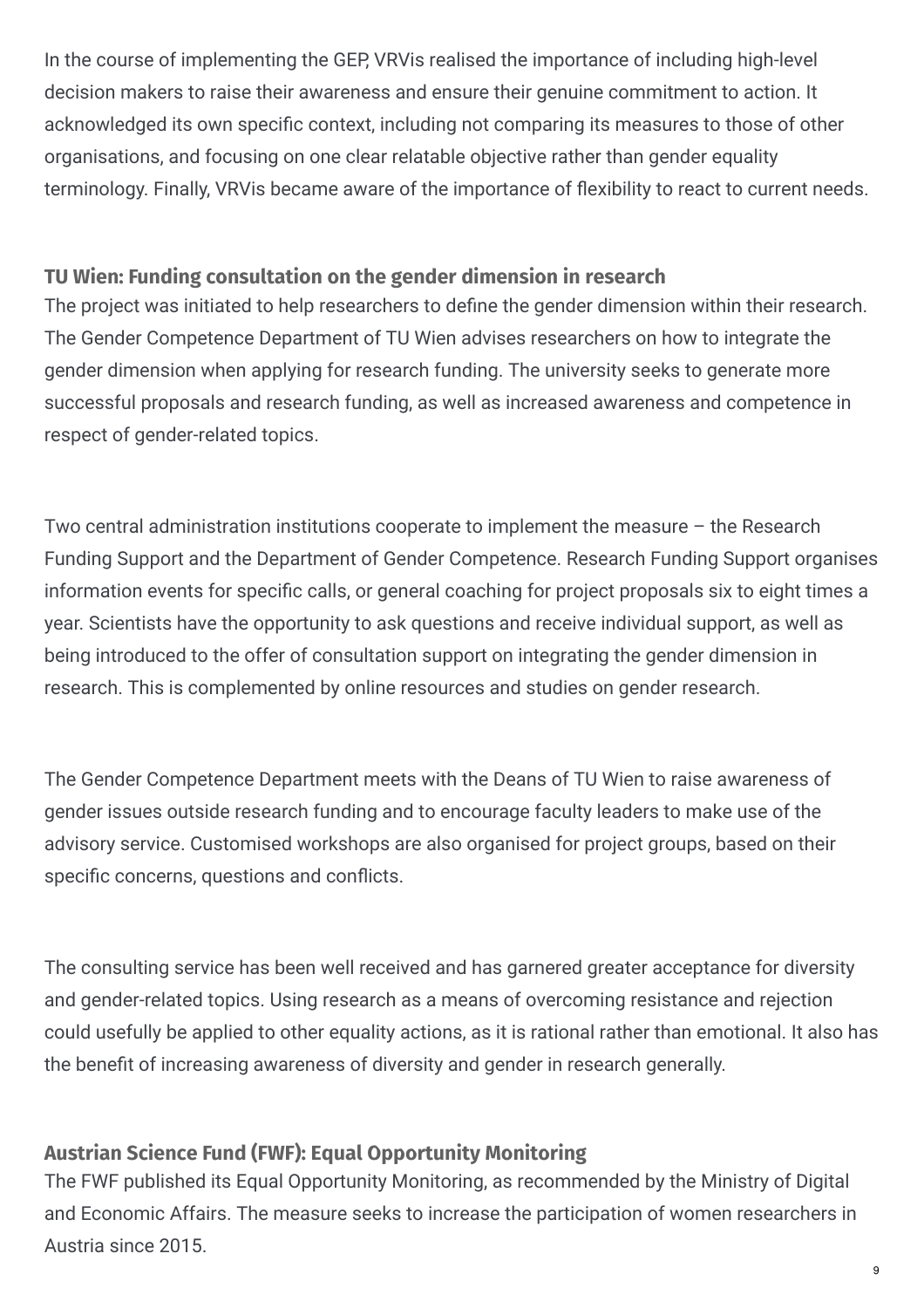In the course of implementing the GEP, VRVis realised the importance of including high-level decision makers to raise their awareness and ensure their genuine commitment to action. It acknowledged its own specific context, including not comparing its measures to those of other organisations, and focusing on one clear relatable objective rather than gender equality terminology. Finally, VRVis became aware of the importance of flexibility to react to current needs.

### TU Wien: Funding consultation on the gender dimension in research

The project was initiated to help researchers to define the gender dimension within their research. The Gender Competence Department of TU Wien advises researchers on how to integrate the gender dimension when applying for research funding. The university seeks to generate more successful proposals and research funding, as well as increased awareness and competence in respect of gender-related topics.

Two central administration institutions cooperate to implement the measure – the Research Funding Support and the Department of Gender Competence. Research Funding Support organises information events for specific calls, or general coaching for project proposals six to eight times a year. Scientists have the opportunity to ask questions and receive individual support, as well as being introduced to the offer of consultation support on integrating the gender dimension in research. This is complemented by online resources and studies on gender research.

The Gender Competence Department meets with the Deans of TU Wien to raise awareness of gender issues outside research funding and to encourage faculty leaders to make use of the advisory service. Customised workshops are also organised for project groups, based on their specific concerns, questions and conflicts.

The consulting service has been well received and has garnered greater acceptance for diversity and gender-related topics. Using research as a means of overcoming resistance and rejection could usefully be applied to other equality actions, as it is rational rather than emotional. It also has the benefit of increasing awareness of diversity and gender in research generally.

### Austrian Science Fund (FWF): Equal Opportunity Monitoring

The FWF published its Equal Opportunity Monitoring, as recommended by the Ministry of Digital and Economic Affairs. The measure seeks to increase the participation of women researchers in Austria since 2015.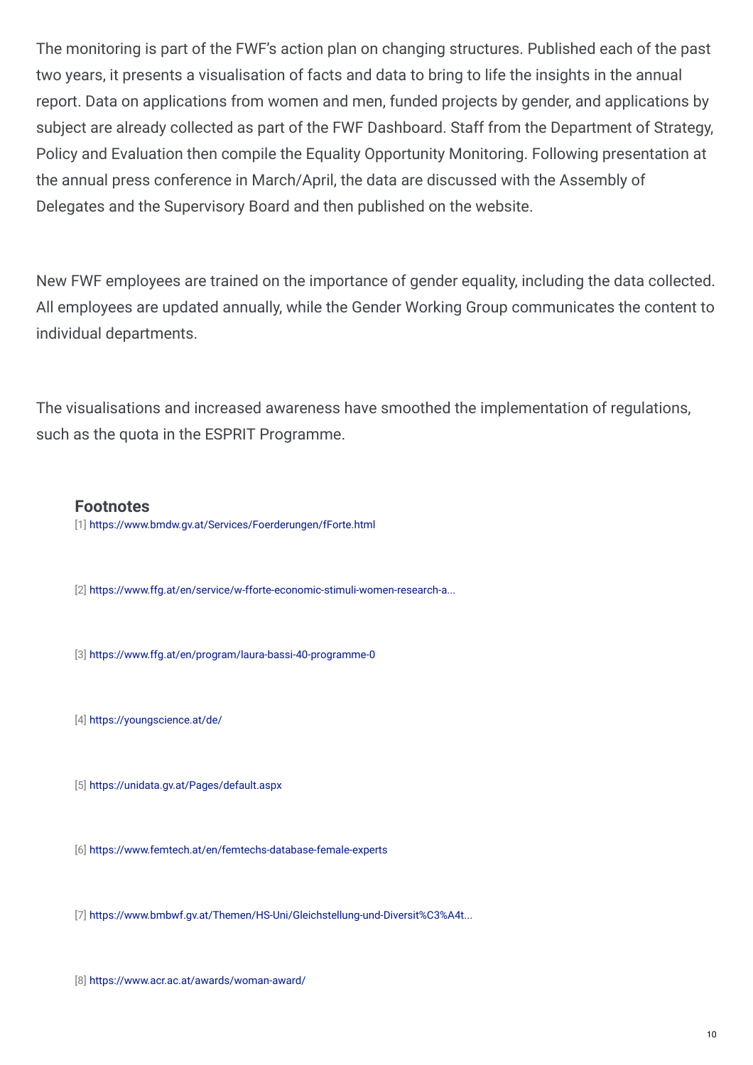The monitoring is part of the FWF's action plan on changing structures. Published each of the past two years, it presents a visualisation of facts and data to bring to life the insights in the annual report. Data on applications from women and men, funded projects by gender, and applications by subject are already collected as part of the FWF Dashboard. Staff from the Department of Strategy, Policy and Evaluation then compile the Equality Opportunity Monitoring. Following presentation at the annual press conference in March/April, the data are discussed with the Assembly of Delegates and the Supervisory Board and then published on the website.

New FWF employees are trained on the importance of gender equality, including the data collected. All employees are updated annually, while the Gender Working Group communicates the content to individual departments.

The visualisations and increased awareness have smoothed the implementation of regulations, such as the quota in the ESPRIT Programme.

### Footnotes

[1] https://www.bmdw.gv.at/Services/Foerderungen/fForte.html

[2] https://www.ffg.at/en/service/w-fforte-economic-stimuli-women-research-a...

[3] https://www.ffg.at/en/program/laura-bassi-40-programme-0

[4] https://youngscience.at/de/

[5] https://unidata.gv.at/Pages/default.aspx

[6] https://www.femtech.at/en/femtechs-database-female-experts

[7] https://www.bmbwf.gv.at/Themen/HS-Uni/Gleichstellung-und-Diversit%C3%A4t...

[8] https://www.acr.ac.at/awards/woman-award/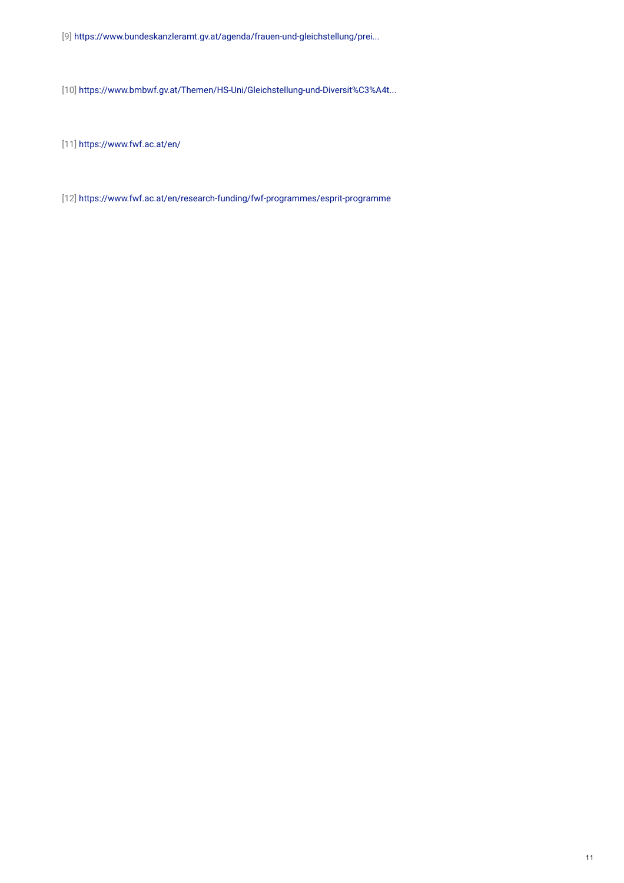[9] https://www.bundeskanzleramt.gv.at/agenda/frauen-und-gleichstellung/prei...

[10] https://www.bmbwf.gv.at/Themen/HS-Uni/Gleichstellung-und-Diversit%C3%A4t...

[11] https://www.fwf.ac.at/en/

[12] https://www.fwf.ac.at/en/research-funding/fwf-programmes/esprit-programme